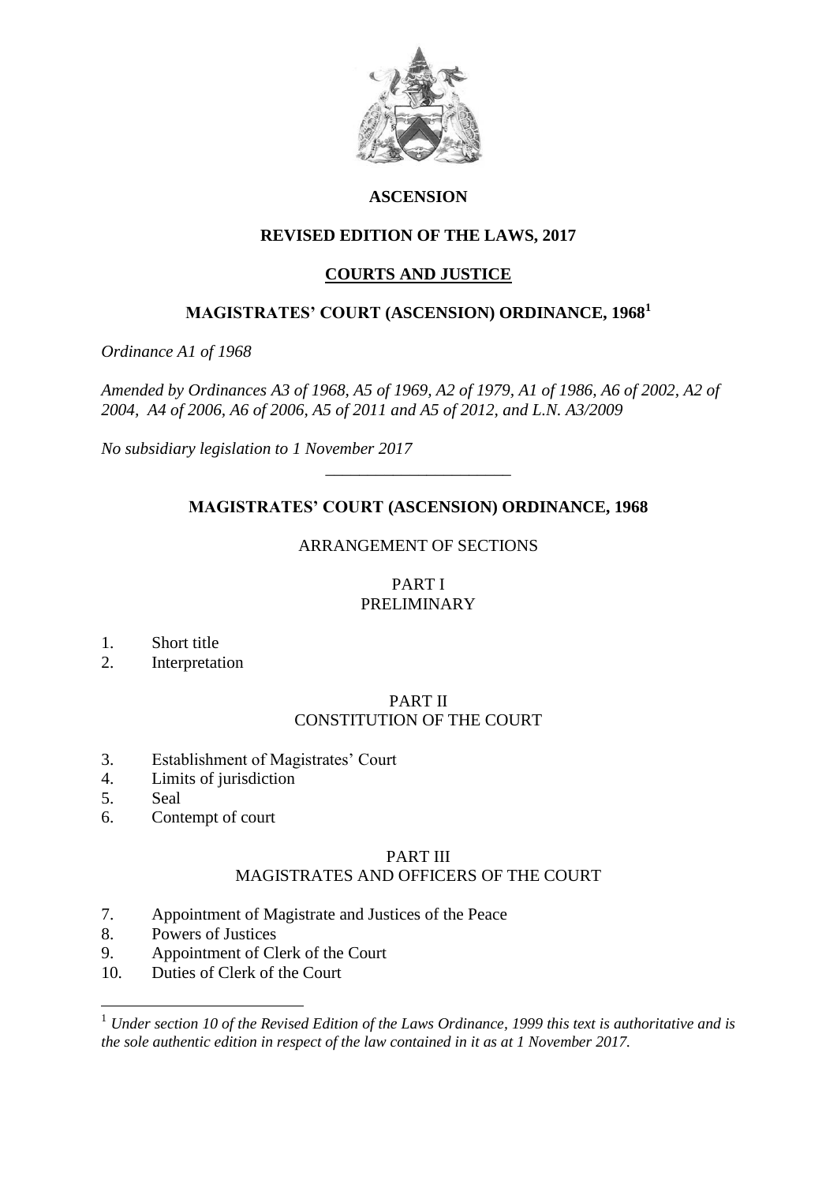**ASCENSION**

**REVISED EDITION OF THE LAWS, 2017**

**COURTS AND JUSTICE**

# MAGISTRATES' COURT (ASCENSION) ORDINANCE, 1968[1]

*Ordinance A1 of 1968*

*Amended by Ordinances A3 of 1968, A5 of 1969, A2 of 1979, A1 of 1986, A6 of 2002, A2 of 2004, A4 of 2006, A6 of 2006, A5 of 2011 and A5 of 2012, and L.N. A3/2009*

*No subsidiary legislation to 1 November 2017*

---

## MAGISTRATES' COURT (ASCENSION) ORDINANCE, 1968

ARRANGEMENT OF SECTIONS

PART I
PRELIMINARY

1. Short title
2. Interpretation

PART II
CONSTITUTION OF THE COURT

3. Establishment of Magistrates' Court
4. Limits of jurisdiction
5. Seal
6. Contempt of court

PART III
MAGISTRATES AND OFFICERS OF THE COURT

7. Appointment of Magistrate and Justices of the Peace
8. Powers of Justices
9. Appointment of Clerk of the Court
10. Duties of Clerk of the Court

---

[1] *Under section 10 of the Revised Edition of the Laws Ordinance, 1999 this text is authoritative and is the sole authentic edition in respect of the law contained in it as at 1 November 2017.*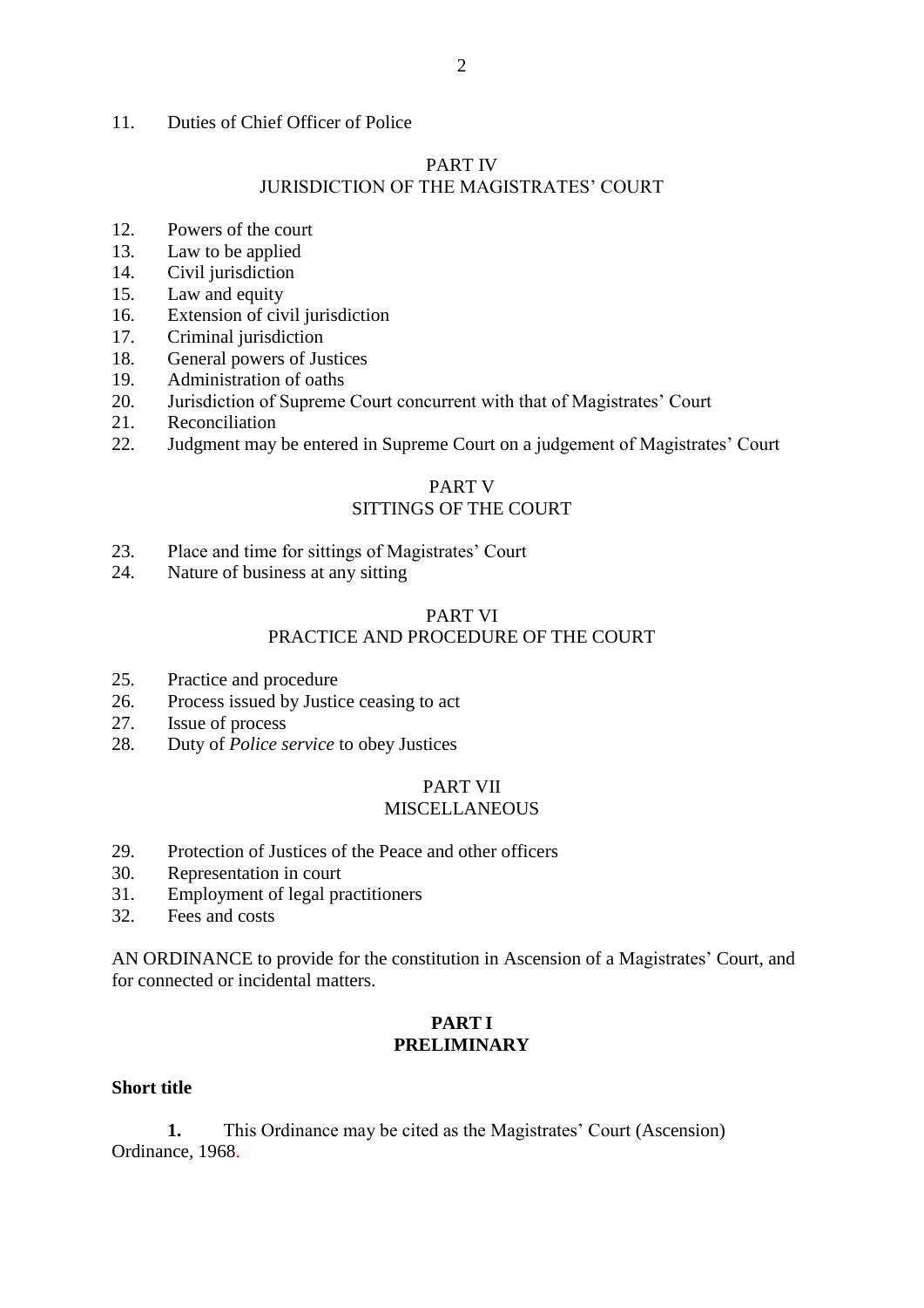11. Duties of Chief Officer of Police

PART IV
JURISDICTION OF THE MAGISTRATES' COURT

12. Powers of the court
13. Law to be applied
14. Civil jurisdiction
15. Law and equity
16. Extension of civil jurisdiction
17. Criminal jurisdiction
18. General powers of Justices
19. Administration of oaths
20. Jurisdiction of Supreme Court concurrent with that of Magistrates' Court
21. Reconciliation
22. Judgment may be entered in Supreme Court on a judgement of Magistrates' Court

PART V
SITTINGS OF THE COURT

23. Place and time for sittings of Magistrates' Court
24. Nature of business at any sitting

PART VI
PRACTICE AND PROCEDURE OF THE COURT

25. Practice and procedure
26. Process issued by Justice ceasing to act
27. Issue of process
28. Duty of *Police service* to obey Justices

PART VII
MISCELLANEOUS

29. Protection of Justices of the Peace and other officers
30. Representation in court
31. Employment of legal practitioners
32. Fees and costs

AN ORDINANCE to provide for the constitution in Ascension of a Magistrates' Court, and for connected or incidental matters.

## PART I
## PRELIMINARY

**Short title**

**1.** This Ordinance may be cited as the Magistrates' Court (Ascension) Ordinance, 1968.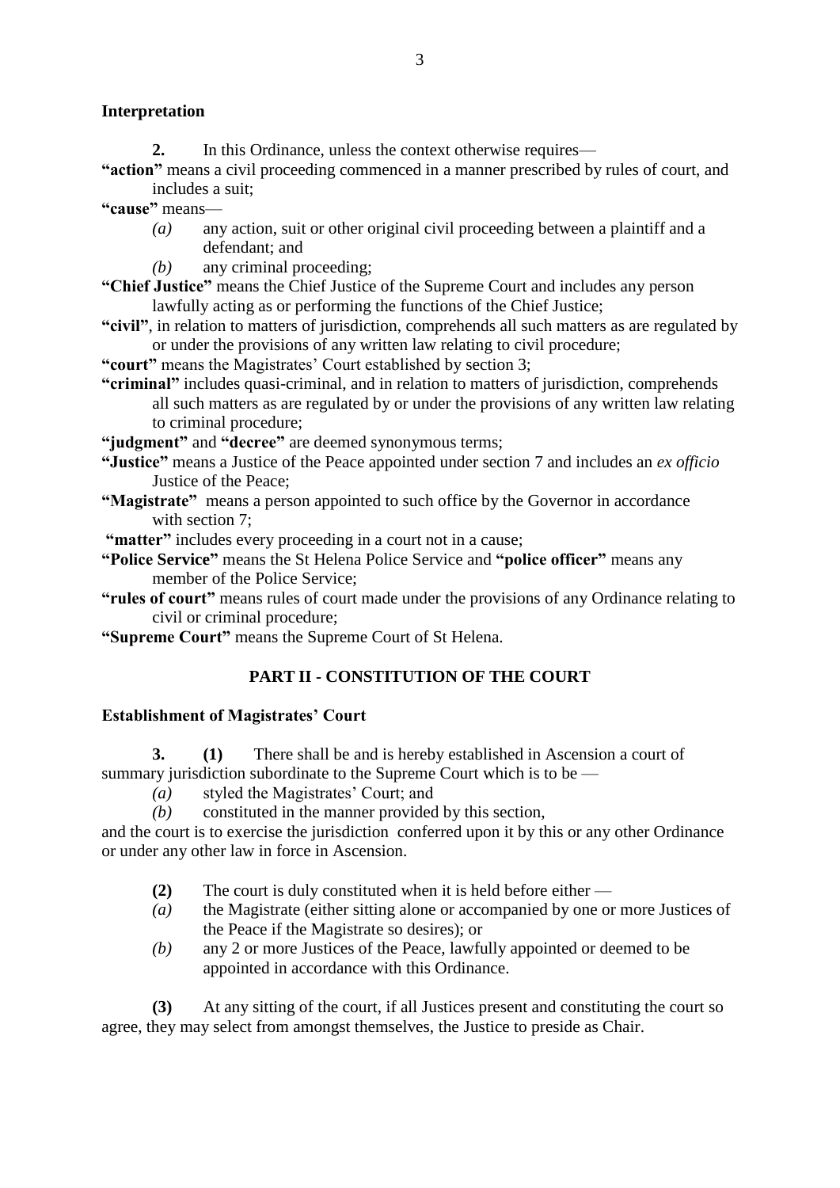### Interpretation

**2.** In this Ordinance, unless the context otherwise requires—

**"action"** means a civil proceeding commenced in a manner prescribed by rules of court, and includes a suit;

**"cause"** means—

- *(a)* any action, suit or other original civil proceeding between a plaintiff and a defendant; and
- *(b)* any criminal proceeding;

**"Chief Justice"** means the Chief Justice of the Supreme Court and includes any person lawfully acting as or performing the functions of the Chief Justice;

**"civil"**, in relation to matters of jurisdiction, comprehends all such matters as are regulated by or under the provisions of any written law relating to civil procedure;

**"court"** means the Magistrates' Court established by section 3;

**"criminal"** includes quasi-criminal, and in relation to matters of jurisdiction, comprehends all such matters as are regulated by or under the provisions of any written law relating to criminal procedure;

**"judgment"** and **"decree"** are deemed synonymous terms;

**"Justice"** means a Justice of the Peace appointed under section 7 and includes an *ex officio* Justice of the Peace;

**"Magistrate"** means a person appointed to such office by the Governor in accordance with section 7;

**"matter"** includes every proceeding in a court not in a cause;

**"Police Service"** means the St Helena Police Service and **"police officer"** means any member of the Police Service;

**"rules of court"** means rules of court made under the provisions of any Ordinance relating to civil or criminal procedure;

**"Supreme Court"** means the Supreme Court of St Helena.

## PART II - CONSTITUTION OF THE COURT

### Establishment of Magistrates' Court

**3. (1)** There shall be and is hereby established in Ascension a court of summary jurisdiction subordinate to the Supreme Court which is to be —

- *(a)* styled the Magistrates' Court; and
- *(b)* constituted in the manner provided by this section,

and the court is to exercise the jurisdiction conferred upon it by this or any other Ordinance or under any other law in force in Ascension.

**(2)** The court is duly constituted when it is held before either —

- *(a)* the Magistrate (either sitting alone or accompanied by one or more Justices of the Peace if the Magistrate so desires); or
- *(b)* any 2 or more Justices of the Peace, lawfully appointed or deemed to be appointed in accordance with this Ordinance.

**(3)** At any sitting of the court, if all Justices present and constituting the court so agree, they may select from amongst themselves, the Justice to preside as Chair.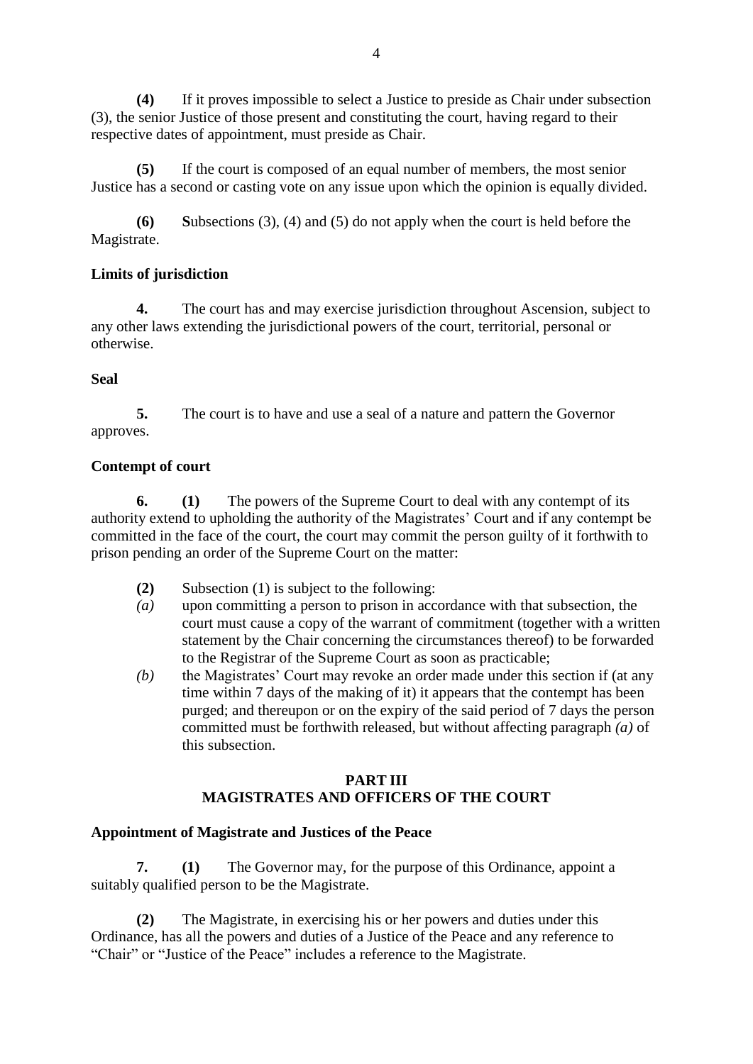**(4)** If it proves impossible to select a Justice to preside as Chair under subsection (3), the senior Justice of those present and constituting the court, having regard to their respective dates of appointment, must preside as Chair.

**(5)** If the court is composed of an equal number of members, the most senior Justice has a second or casting vote on any issue upon which the opinion is equally divided.

**(6)** **S**ubsections (3), (4) and (5) do not apply when the court is held before the Magistrate.

**Limits of jurisdiction**

**4.** The court has and may exercise jurisdiction throughout Ascension, subject to any other laws extending the jurisdictional powers of the court, territorial, personal or otherwise.

**Seal**

**5.** The court is to have and use a seal of a nature and pattern the Governor approves.

**Contempt of court**

**6.** **(1)** The powers of the Supreme Court to deal with any contempt of its authority extend to upholding the authority of the Magistrates' Court and if any contempt be committed in the face of the court, the court may commit the person guilty of it forthwith to prison pending an order of the Supreme Court on the matter:

**(2)** Subsection (1) is subject to the following:

*(a)* upon committing a person to prison in accordance with that subsection, the court must cause a copy of the warrant of commitment (together with a written statement by the Chair concerning the circumstances thereof) to be forwarded to the Registrar of the Supreme Court as soon as practicable;

*(b)* the Magistrates' Court may revoke an order made under this section if (at any time within 7 days of the making of it) it appears that the contempt has been purged; and thereupon or on the expiry of the said period of 7 days the person committed must be forthwith released, but without affecting paragraph *(a)* of this subsection.

## PART III
## MAGISTRATES AND OFFICERS OF THE COURT

**Appointment of Magistrate and Justices of the Peace**

**7.** **(1)** The Governor may, for the purpose of this Ordinance, appoint a suitably qualified person to be the Magistrate.

**(2)** The Magistrate, in exercising his or her powers and duties under this Ordinance, has all the powers and duties of a Justice of the Peace and any reference to "Chair" or "Justice of the Peace" includes a reference to the Magistrate.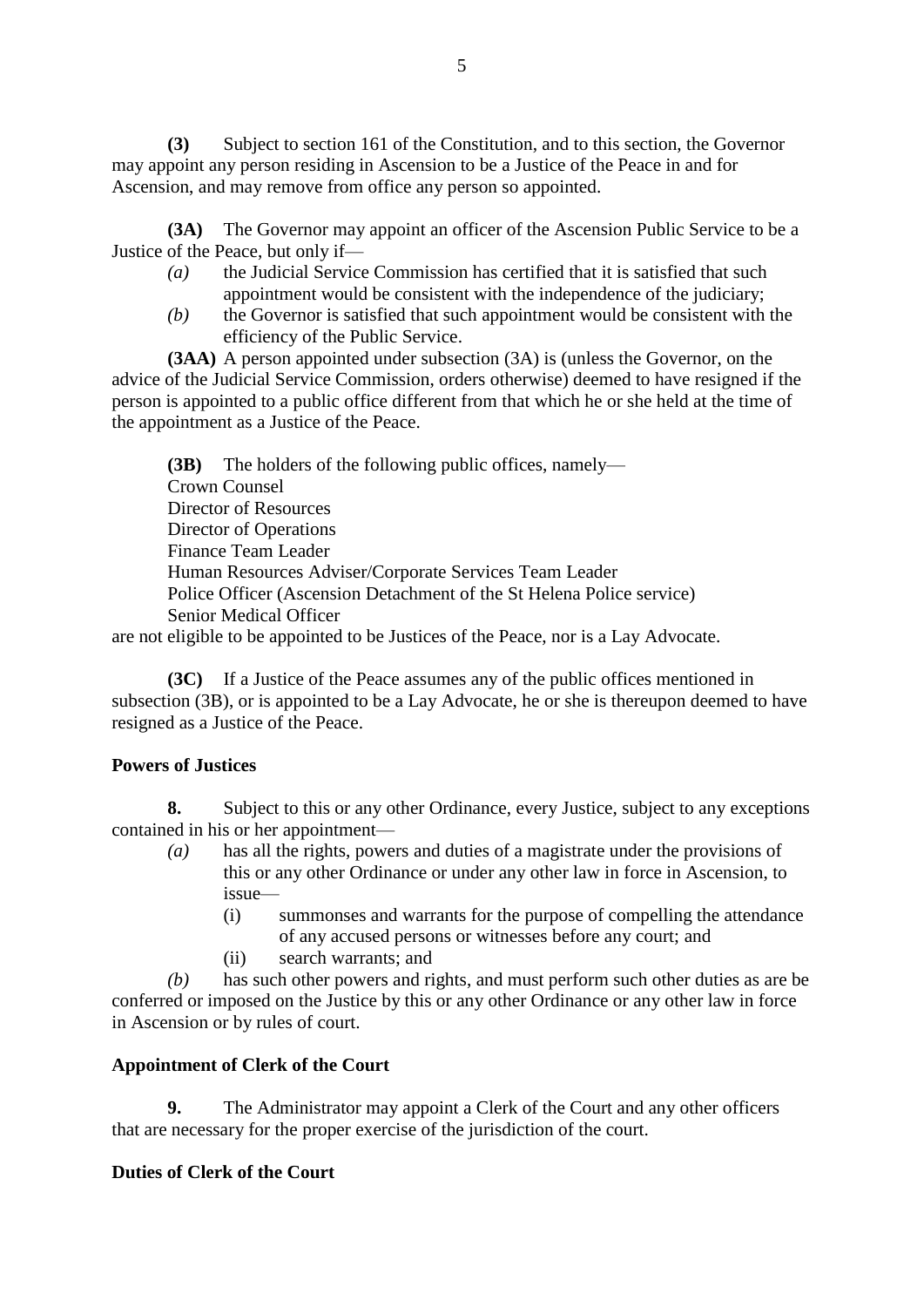**(3)** Subject to section 161 of the Constitution, and to this section, the Governor may appoint any person residing in Ascension to be a Justice of the Peace in and for Ascension, and may remove from office any person so appointed.

**(3A)** The Governor may appoint an officer of the Ascension Public Service to be a Justice of the Peace, but only if—

*(a)* the Judicial Service Commission has certified that it is satisfied that such appointment would be consistent with the independence of the judiciary;

*(b)* the Governor is satisfied that such appointment would be consistent with the efficiency of the Public Service.

**(3AA)** A person appointed under subsection (3A) is (unless the Governor, on the advice of the Judicial Service Commission, orders otherwise) deemed to have resigned if the person is appointed to a public office different from that which he or she held at the time of the appointment as a Justice of the Peace.

**(3B)** The holders of the following public offices, namely—

Crown Counsel
Director of Resources
Director of Operations
Finance Team Leader
Human Resources Adviser/Corporate Services Team Leader
Police Officer (Ascension Detachment of the St Helena Police service)
Senior Medical Officer

are not eligible to be appointed to be Justices of the Peace, nor is a Lay Advocate.

**(3C)** If a Justice of the Peace assumes any of the public offices mentioned in subsection (3B), or is appointed to be a Lay Advocate, he or she is thereupon deemed to have resigned as a Justice of the Peace.

### Powers of Justices

**8.** Subject to this or any other Ordinance, every Justice, subject to any exceptions contained in his or her appointment—

*(a)* has all the rights, powers and duties of a magistrate under the provisions of this or any other Ordinance or under any other law in force in Ascension, to issue—

(i) summonses and warrants for the purpose of compelling the attendance of any accused persons or witnesses before any court; and

(ii) search warrants; and

*(b)* has such other powers and rights, and must perform such other duties as are be conferred or imposed on the Justice by this or any other Ordinance or any other law in force in Ascension or by rules of court.

### Appointment of Clerk of the Court

**9.** The Administrator may appoint a Clerk of the Court and any other officers that are necessary for the proper exercise of the jurisdiction of the court.

### Duties of Clerk of the Court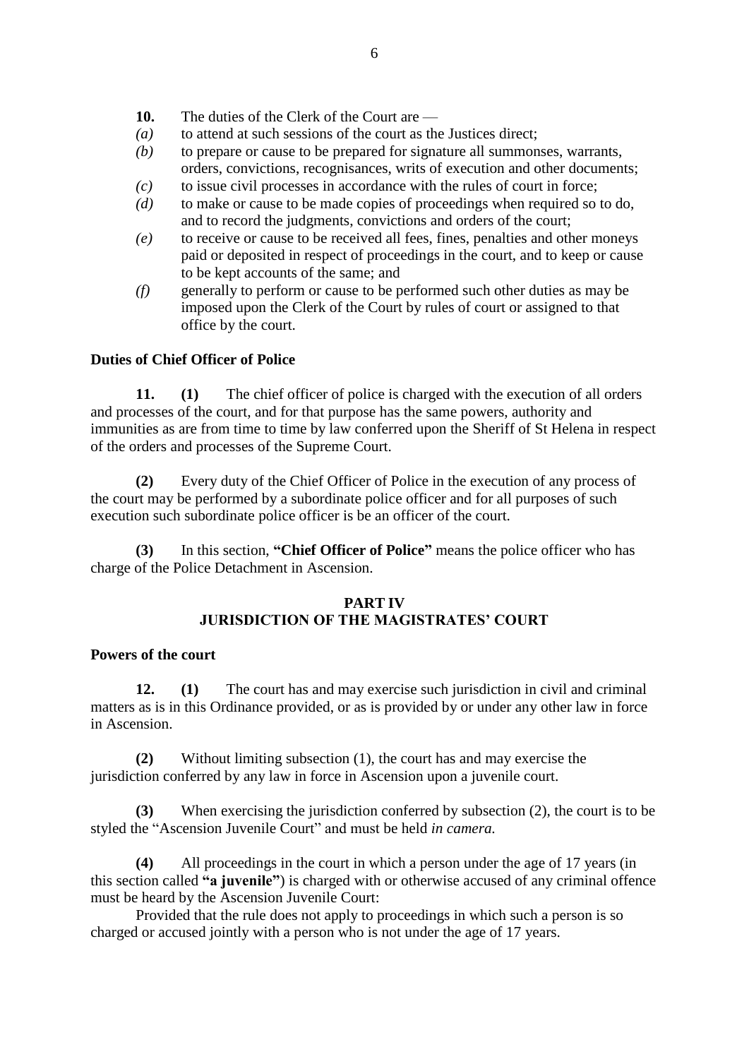**10.** The duties of the Clerk of the Court are —

*(a)* to attend at such sessions of the court as the Justices direct;

*(b)* to prepare or cause to be prepared for signature all summonses, warrants, orders, convictions, recognisances, writs of execution and other documents;

*(c)* to issue civil processes in accordance with the rules of court in force;

*(d)* to make or cause to be made copies of proceedings when required so to do, and to record the judgments, convictions and orders of the court;

*(e)* to receive or cause to be received all fees, fines, penalties and other moneys paid or deposited in respect of proceedings in the court, and to keep or cause to be kept accounts of the same; and

*(f)* generally to perform or cause to be performed such other duties as may be imposed upon the Clerk of the Court by rules of court or assigned to that office by the court.

**Duties of Chief Officer of Police**

**11.** **(1)** The chief officer of police is charged with the execution of all orders and processes of the court, and for that purpose has the same powers, authority and immunities as are from time to time by law conferred upon the Sheriff of St Helena in respect of the orders and processes of the Supreme Court.

**(2)** Every duty of the Chief Officer of Police in the execution of any process of the court may be performed by a subordinate police officer and for all purposes of such execution such subordinate police officer is be an officer of the court.

**(3)** In this section, **"Chief Officer of Police"** means the police officer who has charge of the Police Detachment in Ascension.

## PART IV
## JURISDICTION OF THE MAGISTRATES' COURT

**Powers of the court**

**12.** **(1)** The court has and may exercise such jurisdiction in civil and criminal matters as is in this Ordinance provided, or as is provided by or under any other law in force in Ascension.

**(2)** Without limiting subsection (1), the court has and may exercise the jurisdiction conferred by any law in force in Ascension upon a juvenile court.

**(3)** When exercising the jurisdiction conferred by subsection (2), the court is to be styled the "Ascension Juvenile Court" and must be held *in camera.*

**(4)** All proceedings in the court in which a person under the age of 17 years (in this section called **"a juvenile"**) is charged with or otherwise accused of any criminal offence must be heard by the Ascension Juvenile Court:

Provided that the rule does not apply to proceedings in which such a person is so charged or accused jointly with a person who is not under the age of 17 years.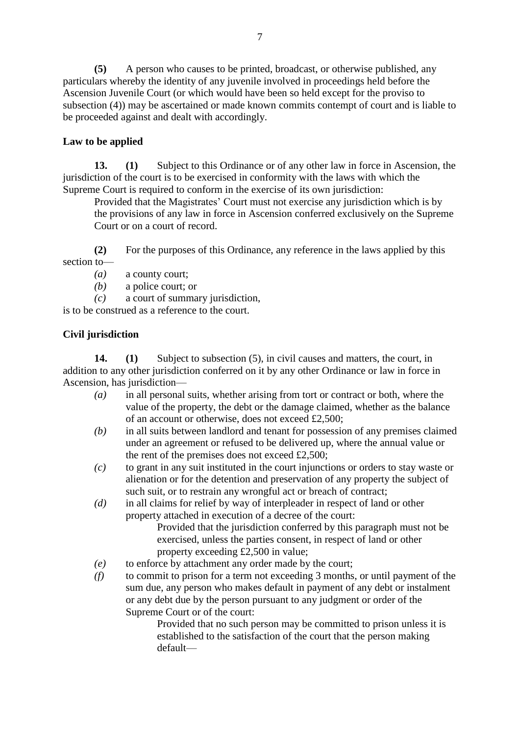**(5)** A person who causes to be printed, broadcast, or otherwise published, any particulars whereby the identity of any juvenile involved in proceedings held before the Ascension Juvenile Court (or which would have been so held except for the proviso to subsection (4)) may be ascertained or made known commits contempt of court and is liable to be proceeded against and dealt with accordingly.

**Law to be applied**

**13. (1)** Subject to this Ordinance or of any other law in force in Ascension, the jurisdiction of the court is to be exercised in conformity with the laws with which the Supreme Court is required to conform in the exercise of its own jurisdiction:

> Provided that the Magistrates' Court must not exercise any jurisdiction which is by the provisions of any law in force in Ascension conferred exclusively on the Supreme Court or on a court of record.

**(2)** For the purposes of this Ordinance, any reference in the laws applied by this section to—

- *(a)* a county court;
- *(b)* a police court; or
- *(c)* a court of summary jurisdiction,

is to be construed as a reference to the court.

**Civil jurisdiction**

**14. (1)** Subject to subsection (5), in civil causes and matters, the court, in addition to any other jurisdiction conferred on it by any other Ordinance or law in force in Ascension, has jurisdiction—

- *(a)* in all personal suits, whether arising from tort or contract or both, where the value of the property, the debt or the damage claimed, whether as the balance of an account or otherwise, does not exceed £2,500;
- *(b)* in all suits between landlord and tenant for possession of any premises claimed under an agreement or refused to be delivered up, where the annual value or the rent of the premises does not exceed £2,500;
- *(c)* to grant in any suit instituted in the court injunctions or orders to stay waste or alienation or for the detention and preservation of any property the subject of such suit, or to restrain any wrongful act or breach of contract;
- *(d)* in all claims for relief by way of interpleader in respect of land or other property attached in execution of a decree of the court:

    > Provided that the jurisdiction conferred by this paragraph must not be exercised, unless the parties consent, in respect of land or other property exceeding £2,500 in value;

- *(e)* to enforce by attachment any order made by the court;
- *(f)* to commit to prison for a term not exceeding 3 months, or until payment of the sum due, any person who makes default in payment of any debt or instalment or any debt due by the person pursuant to any judgment or order of the Supreme Court or of the court:

    > Provided that no such person may be committed to prison unless it is established to the satisfaction of the court that the person making default—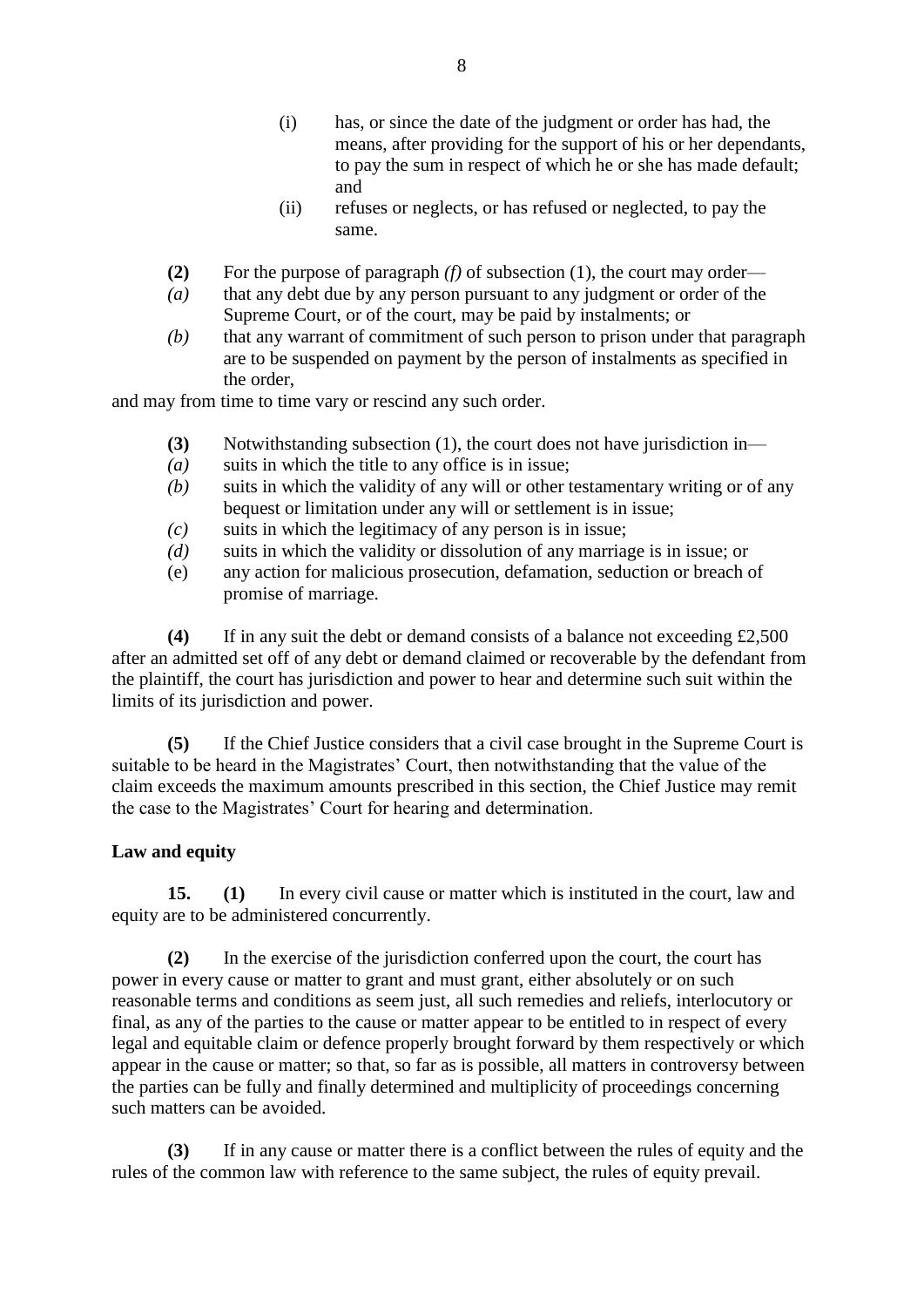(i) has, or since the date of the judgment or order has had, the means, after providing for the support of his or her dependants, to pay the sum in respect of which he or she has made default; and

(ii) refuses or neglects, or has refused or neglected, to pay the same.

**(2)** For the purpose of paragraph *(f)* of subsection (1), the court may order—

*(a)* that any debt due by any person pursuant to any judgment or order of the Supreme Court, or of the court, may be paid by instalments; or

*(b)* that any warrant of commitment of such person to prison under that paragraph are to be suspended on payment by the person of instalments as specified in the order,

and may from time to time vary or rescind any such order.

**(3)** Notwithstanding subsection (1), the court does not have jurisdiction in—

*(a)* suits in which the title to any office is in issue;

*(b)* suits in which the validity of any will or other testamentary writing or of any bequest or limitation under any will or settlement is in issue;

*(c)* suits in which the legitimacy of any person is in issue;

*(d)* suits in which the validity or dissolution of any marriage is in issue; or

(e) any action for malicious prosecution, defamation, seduction or breach of promise of marriage.

**(4)** If in any suit the debt or demand consists of a balance not exceeding £2,500 after an admitted set off of any debt or demand claimed or recoverable by the defendant from the plaintiff, the court has jurisdiction and power to hear and determine such suit within the limits of its jurisdiction and power.

**(5)** If the Chief Justice considers that a civil case brought in the Supreme Court is suitable to be heard in the Magistrates' Court, then notwithstanding that the value of the claim exceeds the maximum amounts prescribed in this section, the Chief Justice may remit the case to the Magistrates' Court for hearing and determination.

**Law and equity**

**15. (1)** In every civil cause or matter which is instituted in the court, law and equity are to be administered concurrently.

**(2)** In the exercise of the jurisdiction conferred upon the court, the court has power in every cause or matter to grant and must grant, either absolutely or on such reasonable terms and conditions as seem just, all such remedies and reliefs, interlocutory or final, as any of the parties to the cause or matter appear to be entitled to in respect of every legal and equitable claim or defence properly brought forward by them respectively or which appear in the cause or matter; so that, so far as is possible, all matters in controversy between the parties can be fully and finally determined and multiplicity of proceedings concerning such matters can be avoided.

**(3)** If in any cause or matter there is a conflict between the rules of equity and the rules of the common law with reference to the same subject, the rules of equity prevail.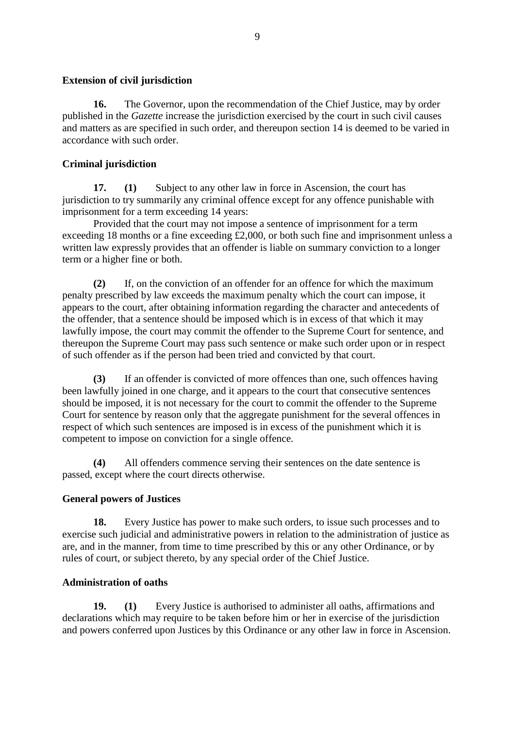**Extension of civil jurisdiction**

**16.** The Governor, upon the recommendation of the Chief Justice, may by order published in the *Gazette* increase the jurisdiction exercised by the court in such civil causes and matters as are specified in such order, and thereupon section 14 is deemed to be varied in accordance with such order.

**Criminal jurisdiction**

**17. (1)** Subject to any other law in force in Ascension, the court has jurisdiction to try summarily any criminal offence except for any offence punishable with imprisonment for a term exceeding 14 years:

Provided that the court may not impose a sentence of imprisonment for a term exceeding 18 months or a fine exceeding £2,000, or both such fine and imprisonment unless a written law expressly provides that an offender is liable on summary conviction to a longer term or a higher fine or both.

**(2)** If, on the conviction of an offender for an offence for which the maximum penalty prescribed by law exceeds the maximum penalty which the court can impose, it appears to the court, after obtaining information regarding the character and antecedents of the offender, that a sentence should be imposed which is in excess of that which it may lawfully impose, the court may commit the offender to the Supreme Court for sentence, and thereupon the Supreme Court may pass such sentence or make such order upon or in respect of such offender as if the person had been tried and convicted by that court.

**(3)** If an offender is convicted of more offences than one, such offences having been lawfully joined in one charge, and it appears to the court that consecutive sentences should be imposed, it is not necessary for the court to commit the offender to the Supreme Court for sentence by reason only that the aggregate punishment for the several offences in respect of which such sentences are imposed is in excess of the punishment which it is competent to impose on conviction for a single offence.

**(4)** All offenders commence serving their sentences on the date sentence is passed, except where the court directs otherwise.

**General powers of Justices**

**18.** Every Justice has power to make such orders, to issue such processes and to exercise such judicial and administrative powers in relation to the administration of justice as are, and in the manner, from time to time prescribed by this or any other Ordinance, or by rules of court, or subject thereto, by any special order of the Chief Justice.

**Administration of oaths**

**19. (1)** Every Justice is authorised to administer all oaths, affirmations and declarations which may require to be taken before him or her in exercise of the jurisdiction and powers conferred upon Justices by this Ordinance or any other law in force in Ascension.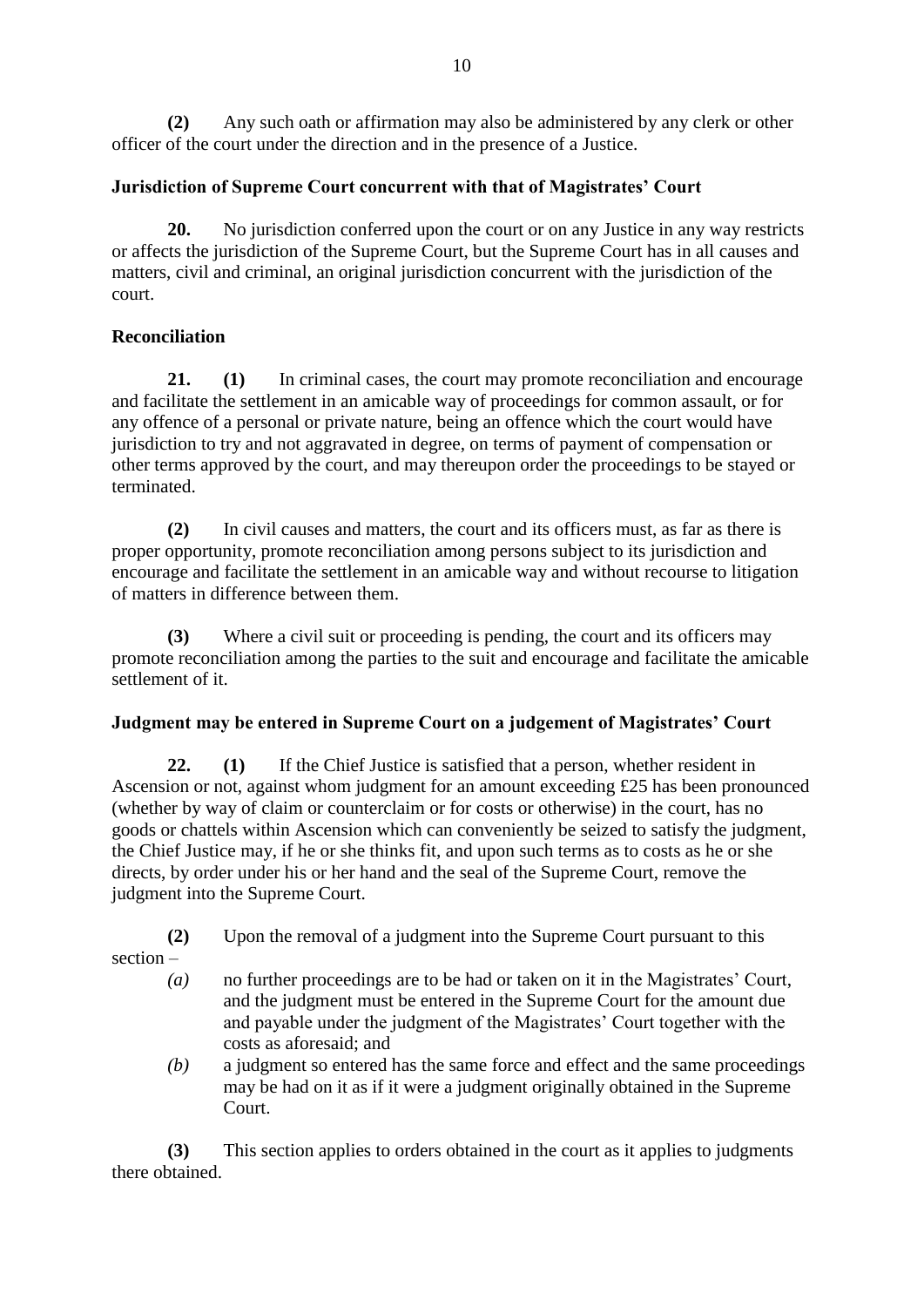**(2)** Any such oath or affirmation may also be administered by any clerk or other officer of the court under the direction and in the presence of a Justice.

### Jurisdiction of Supreme Court concurrent with that of Magistrates' Court

**20.** No jurisdiction conferred upon the court or on any Justice in any way restricts or affects the jurisdiction of the Supreme Court, but the Supreme Court has in all causes and matters, civil and criminal, an original jurisdiction concurrent with the jurisdiction of the court.

### Reconciliation

**21. (1)** In criminal cases, the court may promote reconciliation and encourage and facilitate the settlement in an amicable way of proceedings for common assault, or for any offence of a personal or private nature, being an offence which the court would have jurisdiction to try and not aggravated in degree, on terms of payment of compensation or other terms approved by the court, and may thereupon order the proceedings to be stayed or terminated.

**(2)** In civil causes and matters, the court and its officers must, as far as there is proper opportunity, promote reconciliation among persons subject to its jurisdiction and encourage and facilitate the settlement in an amicable way and without recourse to litigation of matters in difference between them.

**(3)** Where a civil suit or proceeding is pending, the court and its officers may promote reconciliation among the parties to the suit and encourage and facilitate the amicable settlement of it.

### Judgment may be entered in Supreme Court on a judgement of Magistrates' Court

**22. (1)** If the Chief Justice is satisfied that a person, whether resident in Ascension or not, against whom judgment for an amount exceeding £25 has been pronounced (whether by way of claim or counterclaim or for costs or otherwise) in the court, has no goods or chattels within Ascension which can conveniently be seized to satisfy the judgment, the Chief Justice may, if he or she thinks fit, and upon such terms as to costs as he or she directs, by order under his or her hand and the seal of the Supreme Court, remove the judgment into the Supreme Court.

**(2)** Upon the removal of a judgment into the Supreme Court pursuant to this section –

- *(a)* no further proceedings are to be had or taken on it in the Magistrates' Court, and the judgment must be entered in the Supreme Court for the amount due and payable under the judgment of the Magistrates' Court together with the costs as aforesaid; and
- *(b)* a judgment so entered has the same force and effect and the same proceedings may be had on it as if it were a judgment originally obtained in the Supreme Court.

**(3)** This section applies to orders obtained in the court as it applies to judgments there obtained.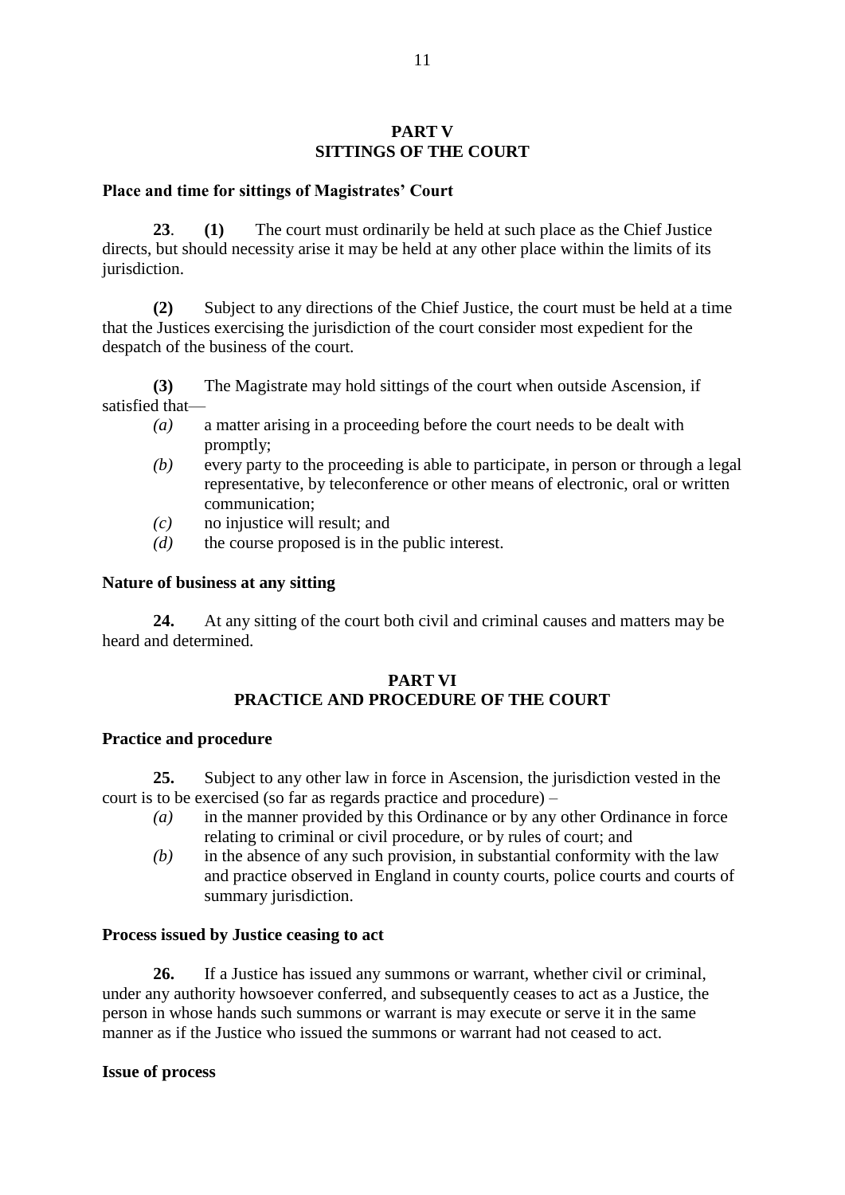## PART V
## SITTINGS OF THE COURT

**Place and time for sittings of Magistrates' Court**

**23**. **(1)** The court must ordinarily be held at such place as the Chief Justice directs, but should necessity arise it may be held at any other place within the limits of its jurisdiction.

**(2)** Subject to any directions of the Chief Justice, the court must be held at a time that the Justices exercising the jurisdiction of the court consider most expedient for the despatch of the business of the court.

**(3)** The Magistrate may hold sittings of the court when outside Ascension, if satisfied that—

*(a)* a matter arising in a proceeding before the court needs to be dealt with promptly;

*(b)* every party to the proceeding is able to participate, in person or through a legal representative, by teleconference or other means of electronic, oral or written communication;

*(c)* no injustice will result; and

*(d)* the course proposed is in the public interest.

**Nature of business at any sitting**

**24.** At any sitting of the court both civil and criminal causes and matters may be heard and determined.

## PART VI
## PRACTICE AND PROCEDURE OF THE COURT

**Practice and procedure**

**25.** Subject to any other law in force in Ascension, the jurisdiction vested in the court is to be exercised (so far as regards practice and procedure) –

*(a)* in the manner provided by this Ordinance or by any other Ordinance in force relating to criminal or civil procedure, or by rules of court; and

*(b)* in the absence of any such provision, in substantial conformity with the law and practice observed in England in county courts, police courts and courts of summary jurisdiction.

**Process issued by Justice ceasing to act**

**26.** If a Justice has issued any summons or warrant, whether civil or criminal, under any authority howsoever conferred, and subsequently ceases to act as a Justice, the person in whose hands such summons or warrant is may execute or serve it in the same manner as if the Justice who issued the summons or warrant had not ceased to act.

**Issue of process**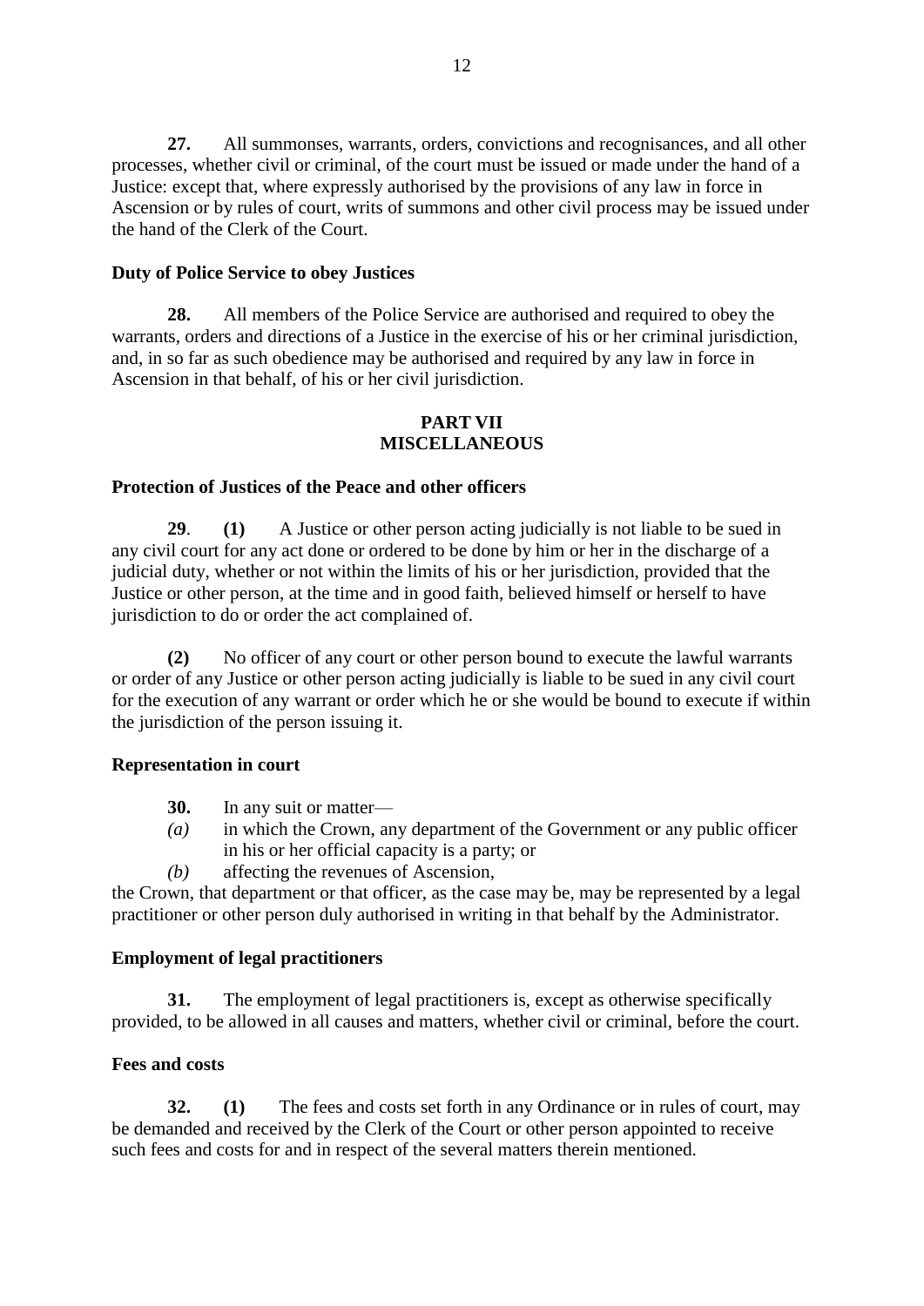**27.** All summonses, warrants, orders, convictions and recognisances, and all other processes, whether civil or criminal, of the court must be issued or made under the hand of a Justice: except that, where expressly authorised by the provisions of any law in force in Ascension or by rules of court, writs of summons and other civil process may be issued under the hand of the Clerk of the Court.

**Duty of Police Service to obey Justices**

**28.** All members of the Police Service are authorised and required to obey the warrants, orders and directions of a Justice in the exercise of his or her criminal jurisdiction, and, in so far as such obedience may be authorised and required by any law in force in Ascension in that behalf, of his or her civil jurisdiction.

## PART VII
## MISCELLANEOUS

**Protection of Justices of the Peace and other officers**

**29**. **(1)** A Justice or other person acting judicially is not liable to be sued in any civil court for any act done or ordered to be done by him or her in the discharge of a judicial duty, whether or not within the limits of his or her jurisdiction, provided that the Justice or other person, at the time and in good faith, believed himself or herself to have jurisdiction to do or order the act complained of.

**(2)** No officer of any court or other person bound to execute the lawful warrants or order of any Justice or other person acting judicially is liable to be sued in any civil court for the execution of any warrant or order which he or she would be bound to execute if within the jurisdiction of the person issuing it.

**Representation in court**

**30.** In any suit or matter—

*(a)* in which the Crown, any department of the Government or any public officer in his or her official capacity is a party; or

*(b)* affecting the revenues of Ascension,

the Crown, that department or that officer, as the case may be, may be represented by a legal practitioner or other person duly authorised in writing in that behalf by the Administrator.

**Employment of legal practitioners**

**31.** The employment of legal practitioners is, except as otherwise specifically provided, to be allowed in all causes and matters, whether civil or criminal, before the court.

**Fees and costs**

**32.** **(1)** The fees and costs set forth in any Ordinance or in rules of court, may be demanded and received by the Clerk of the Court or other person appointed to receive such fees and costs for and in respect of the several matters therein mentioned.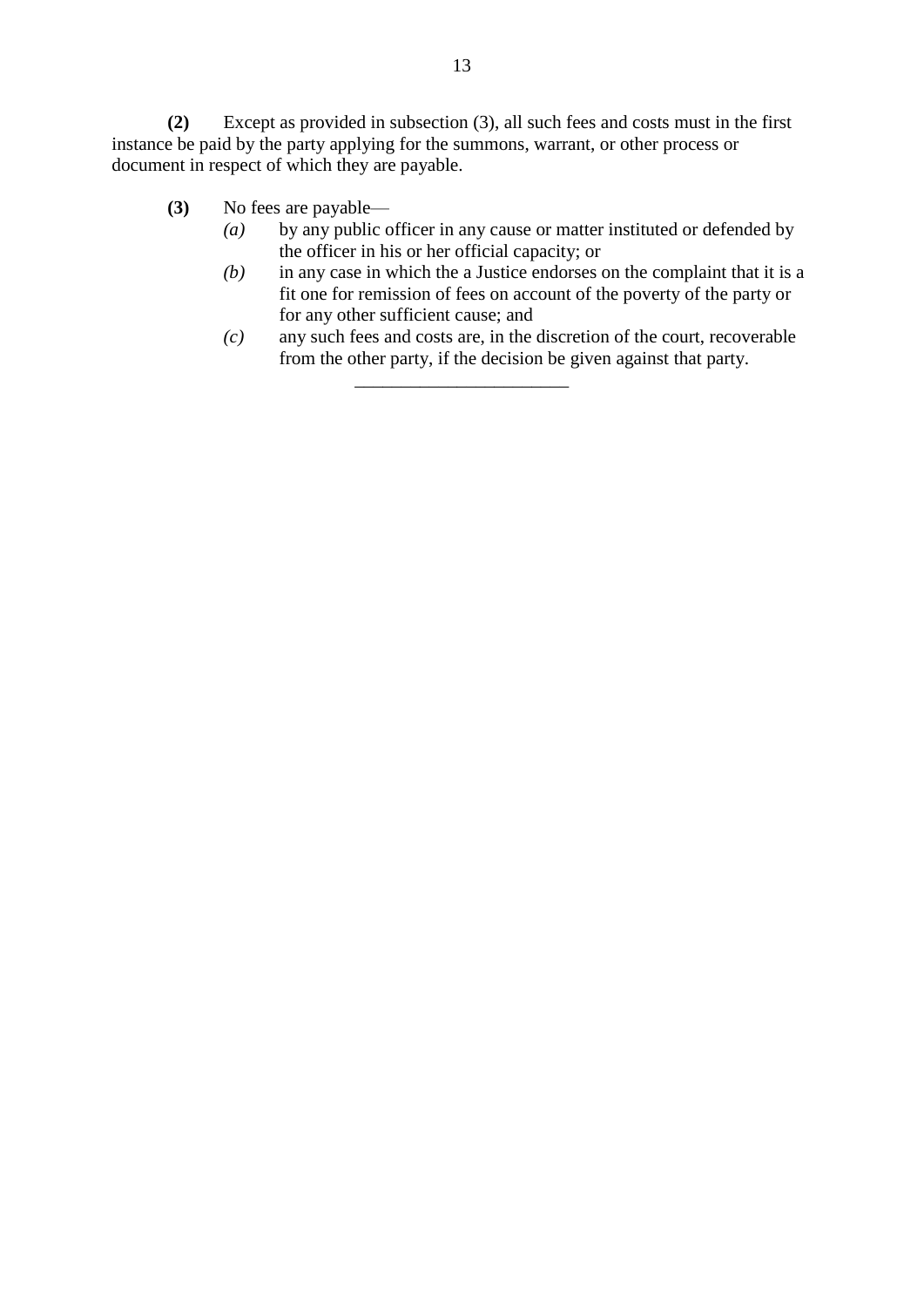**(2)** Except as provided in subsection (3), all such fees and costs must in the first instance be paid by the party applying for the summons, warrant, or other process or document in respect of which they are payable.

**(3)** No fees are payable—

*(a)* by any public officer in any cause or matter instituted or defended by the officer in his or her official capacity; or

*(b)* in any case in which the a Justice endorses on the complaint that it is a fit one for remission of fees on account of the poverty of the party or for any other sufficient cause; and

*(c)* any such fees and costs are, in the discretion of the court, recoverable from the other party, if the decision be given against that party.

________________________